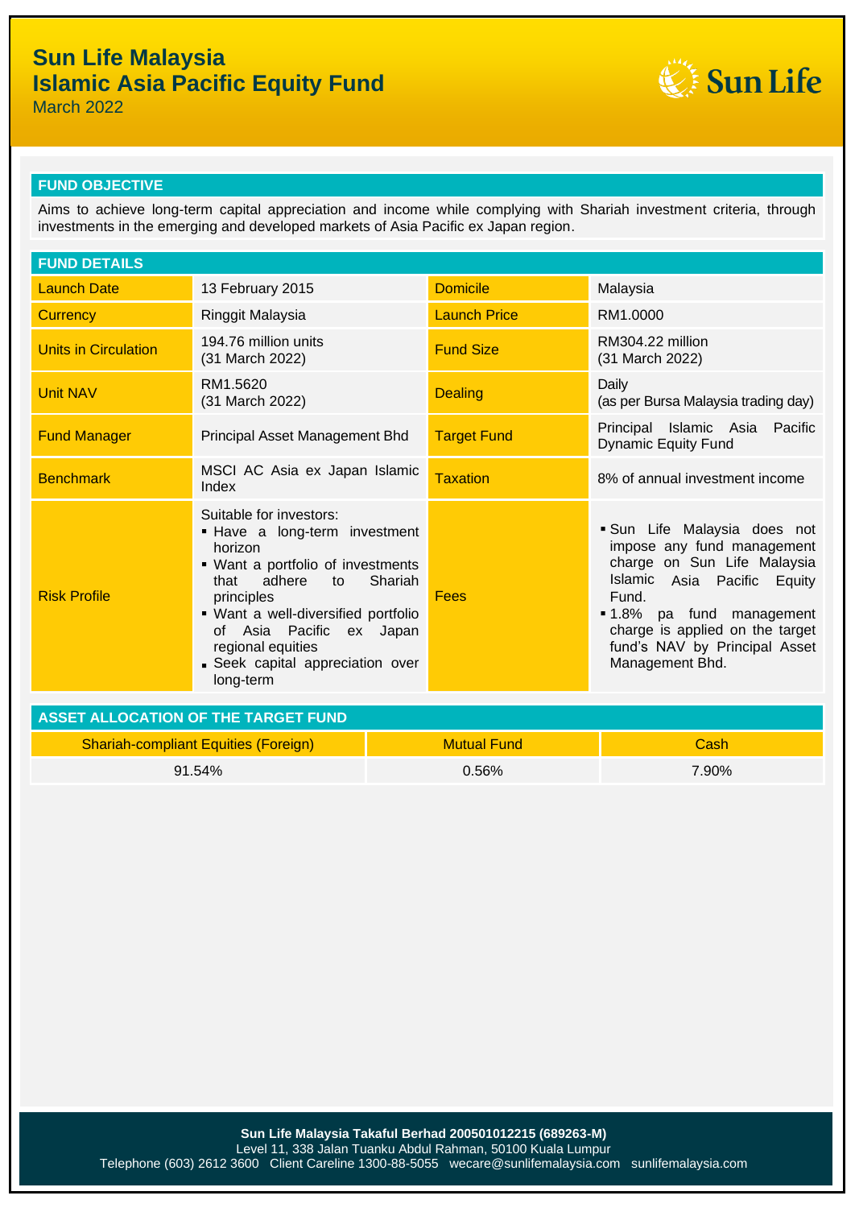# Sun Life Malaysia
# Islamic Asia Pacific Equity Fund
March 2022

## FUND OBJECTIVE

Aims to achieve long-term capital appreciation and income while complying with Shariah investment criteria, through investments in the emerging and developed markets of Asia Pacific ex Japan region.

## FUND DETAILS

| | | | |
|---|---|---|---|
| Launch Date | 13 February 2015 | Domicile | Malaysia |
| Currency | Ringgit Malaysia | Launch Price | RM1.0000 |
| Units in Circulation | 194.76 million units (31 March 2022) | Fund Size | RM304.22 million (31 March 2022) |
| Unit NAV | RM1.5620 (31 March 2022) | Dealing | Daily (as per Bursa Malaysia trading day) |
| Fund Manager | Principal Asset Management Bhd | Target Fund | Principal Islamic Asia Pacific Dynamic Equity Fund |
| Benchmark | MSCI AC Asia ex Japan Islamic Index | Taxation | 8% of annual investment income |
| Risk Profile | Suitable for investors:<br>▪ Have a long-term investment horizon<br>▪ Want a portfolio of investments that adhere to Shariah principles<br>▪ Want a well-diversified portfolio of Asia Pacific ex Japan regional equities<br>▪ Seek capital appreciation over long-term | Fees | ▪ Sun Life Malaysia does not impose any fund management charge on Sun Life Malaysia Islamic Asia Pacific Equity Fund.<br>▪ 1.8% pa fund management charge is applied on the target fund's NAV by Principal Asset Management Bhd. |

## ASSET ALLOCATION OF THE TARGET FUND

| Shariah-compliant Equities (Foreign) | Mutual Fund | Cash |
|---|---|---|
| 91.54% | 0.56% | 7.90% |

**Sun Life Malaysia Takaful Berhad 200501012215 (689263-M)**
Level 11, 338 Jalan Tuanku Abdul Rahman, 50100 Kuala Lumpur
Telephone (603) 2612 3600 Client Careline 1300-88-5055 wecare@sunlifemalaysia.com sunlifemalaysia.com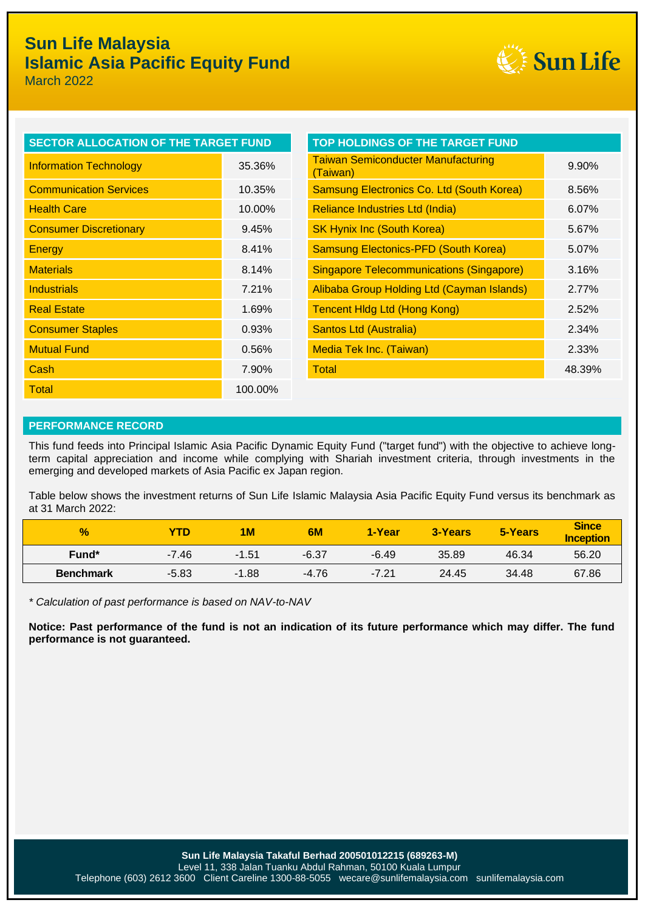# Sun Life Malaysia
# Islamic Asia Pacific Equity Fund
March 2022

## SECTOR ALLOCATION OF THE TARGET FUND

| SECTOR ALLOCATION OF THE TARGET FUND | |
|---|---|
| Information Technology | 35.36% |
| Communication Services | 10.35% |
| Health Care | 10.00% |
| Consumer Discretionary | 9.45% |
| Energy | 8.41% |
| Materials | 8.14% |
| Industrials | 7.21% |
| Real Estate | 1.69% |
| Consumer Staples | 0.93% |
| Mutual Fund | 0.56% |
| Cash | 7.90% |
| Total | 100.00% |

## TOP HOLDINGS OF THE TARGET FUND

| TOP HOLDINGS OF THE TARGET FUND | |
|---|---|
| Taiwan Semiconducter Manufacturing (Taiwan) | 9.90% |
| Samsung Electronics Co. Ltd (South Korea) | 8.56% |
| Reliance Industries Ltd (India) | 6.07% |
| SK Hynix Inc (South Korea) | 5.67% |
| Samsung Electonics-PFD (South Korea) | 5.07% |
| Singapore Telecommunications (Singapore) | 3.16% |
| Alibaba Group Holding Ltd (Cayman Islands) | 2.77% |
| Tencent Hldg Ltd (Hong Kong) | 2.52% |
| Santos Ltd (Australia) | 2.34% |
| Media Tek Inc. (Taiwan) | 2.33% |
| Total | 48.39% |

## PERFORMANCE RECORD

This fund feeds into Principal Islamic Asia Pacific Dynamic Equity Fund ("target fund") with the objective to achieve long-term capital appreciation and income while complying with Shariah investment criteria, through investments in the emerging and developed markets of Asia Pacific ex Japan region.

Table below shows the investment returns of Sun Life Islamic Malaysia Asia Pacific Equity Fund versus its benchmark as at 31 March 2022:

| % | YTD | 1M | 6M | 1-Year | 3-Years | 5-Years | Since Inception |
|---|---|---|---|---|---|---|---|
| Fund* | -7.46 | -1.51 | -6.37 | -6.49 | 35.89 | 46.34 | 56.20 |
| Benchmark | -5.83 | -1.88 | -4.76 | -7.21 | 24.45 | 34.48 | 67.86 |

*\* Calculation of past performance is based on NAV-to-NAV*

**Notice: Past performance of the fund is not an indication of its future performance which may differ. The fund performance is not guaranteed.**

**Sun Life Malaysia Takaful Berhad 200501012215 (689263-M)**
Level 11, 338 Jalan Tuanku Abdul Rahman, 50100 Kuala Lumpur
Telephone (603) 2612 3600 Client Careline 1300-88-5055 wecare@sunlifemalaysia.com sunlifemalaysia.com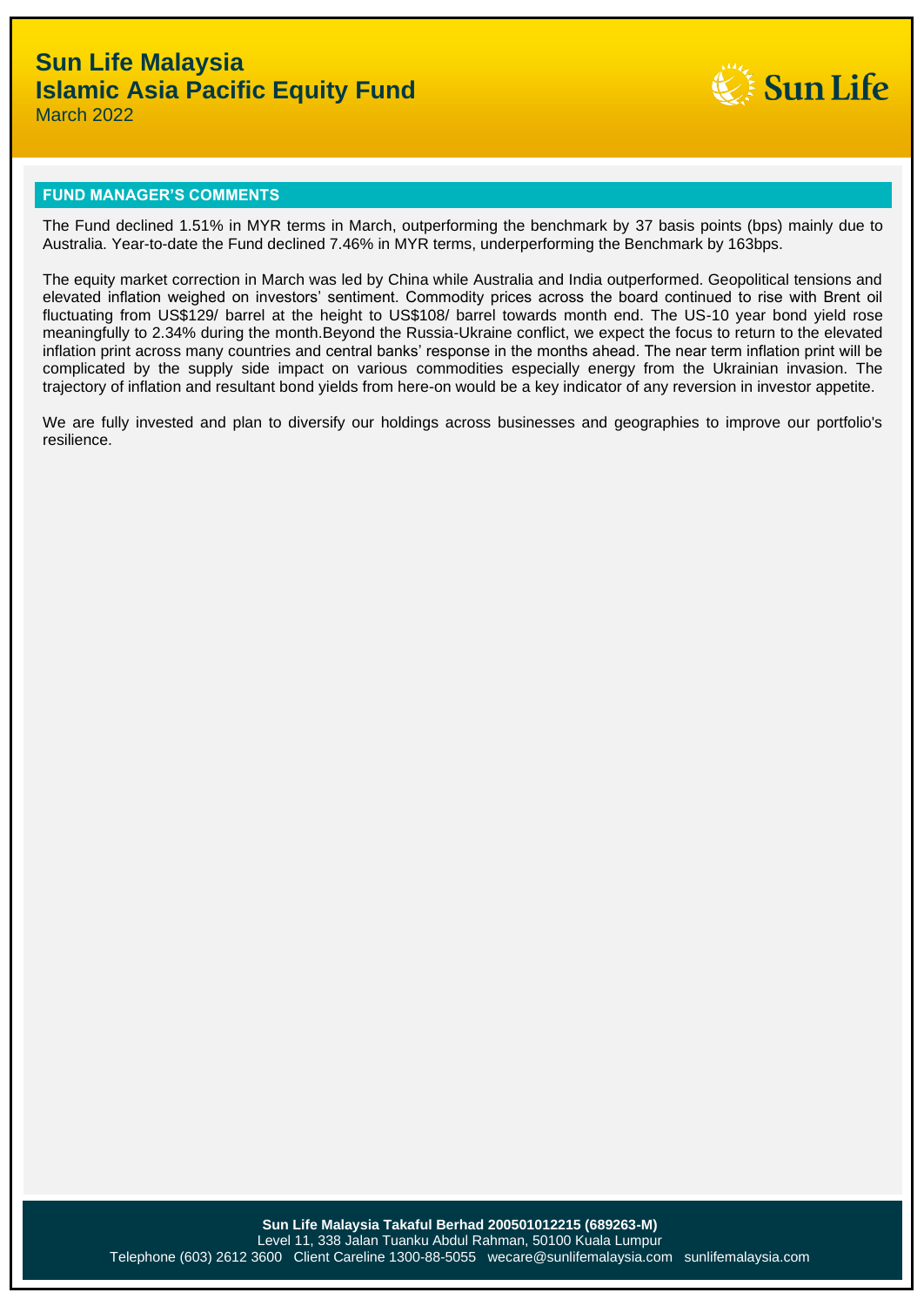# Sun Life Malaysia
# Islamic Asia Pacific Equity Fund
March 2022

## FUND MANAGER'S COMMENTS

The Fund declined 1.51% in MYR terms in March, outperforming the benchmark by 37 basis points (bps) mainly due to Australia. Year-to-date the Fund declined 7.46% in MYR terms, underperforming the Benchmark by 163bps.

The equity market correction in March was led by China while Australia and India outperformed. Geopolitical tensions and elevated inflation weighed on investors' sentiment. Commodity prices across the board continued to rise with Brent oil fluctuating from US$129/ barrel at the height to US$108/ barrel towards month end. The US-10 year bond yield rose meaningfully to 2.34% during the month.Beyond the Russia-Ukraine conflict, we expect the focus to return to the elevated inflation print across many countries and central banks' response in the months ahead. The near term inflation print will be complicated by the supply side impact on various commodities especially energy from the Ukrainian invasion. The trajectory of inflation and resultant bond yields from here-on would be a key indicator of any reversion in investor appetite.

We are fully invested and plan to diversify our holdings across businesses and geographies to improve our portfolio's resilience.

**Sun Life Malaysia Takaful Berhad 200501012215 (689263-M)**
Level 11, 338 Jalan Tuanku Abdul Rahman, 50100 Kuala Lumpur
Telephone (603) 2612 3600 Client Careline 1300-88-5055 wecare@sunlifemalaysia.com sunlifemalaysia.com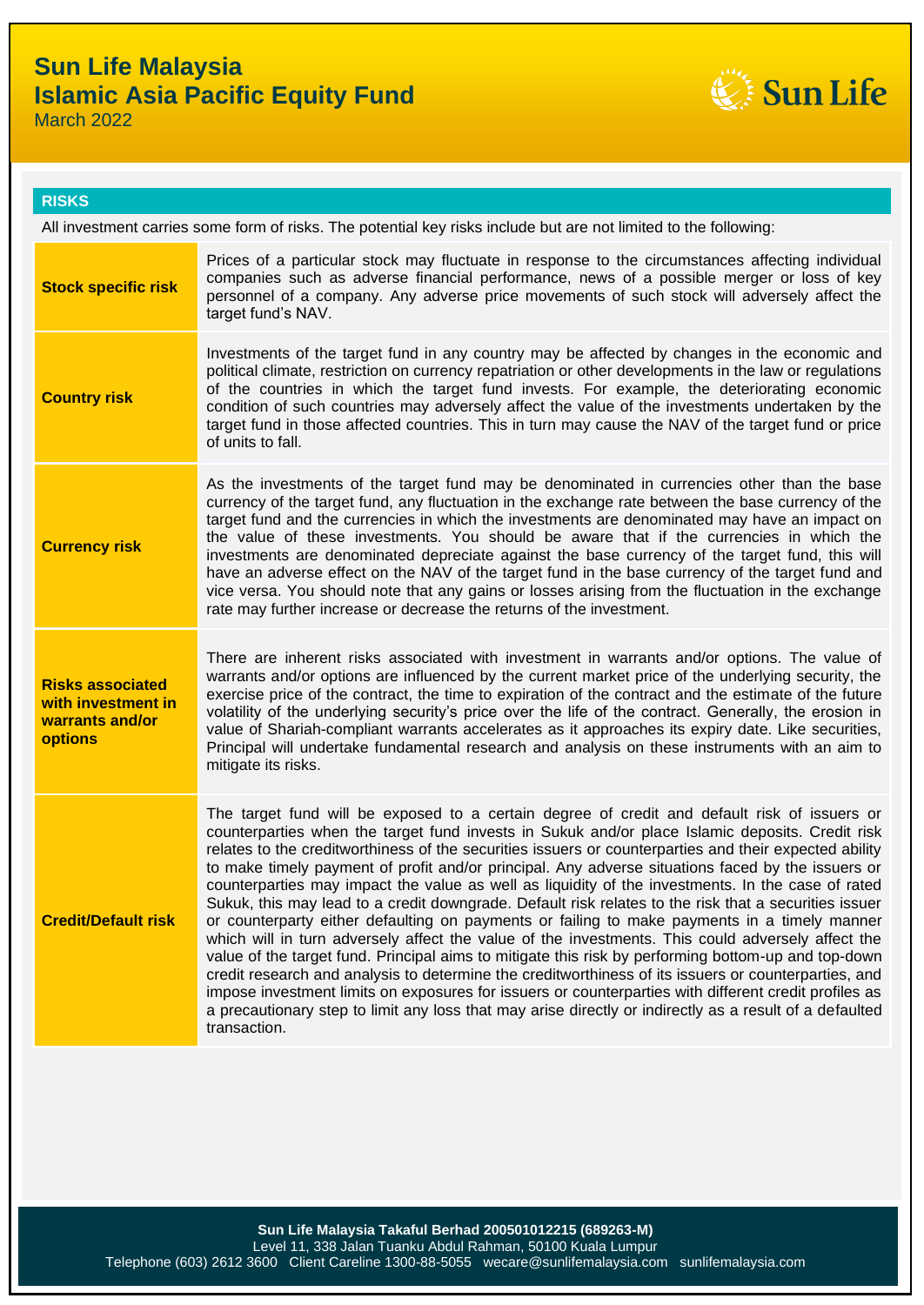# Sun Life Malaysia
# Islamic Asia Pacific Equity Fund

March 2022

## RISKS

All investment carries some form of risks. The potential key risks include but are not limited to the following:

| | |
|---|---|
| **Stock specific risk** | Prices of a particular stock may fluctuate in response to the circumstances affecting individual companies such as adverse financial performance, news of a possible merger or loss of key personnel of a company. Any adverse price movements of such stock will adversely affect the target fund's NAV. |
| **Country risk** | Investments of the target fund in any country may be affected by changes in the economic and political climate, restriction on currency repatriation or other developments in the law or regulations of the countries in which the target fund invests. For example, the deteriorating economic condition of such countries may adversely affect the value of the investments undertaken by the target fund in those affected countries. This in turn may cause the NAV of the target fund or price of units to fall. |
| **Currency risk** | As the investments of the target fund may be denominated in currencies other than the base currency of the target fund, any fluctuation in the exchange rate between the base currency of the target fund and the currencies in which the investments are denominated may have an impact on the value of these investments. You should be aware that if the currencies in which the investments are denominated depreciate against the base currency of the target fund, this will have an adverse effect on the NAV of the target fund in the base currency of the target fund and vice versa. You should note that any gains or losses arising from the fluctuation in the exchange rate may further increase or decrease the returns of the investment. |
| **Risks associated with investment in warrants and/or options** | There are inherent risks associated with investment in warrants and/or options. The value of warrants and/or options are influenced by the current market price of the underlying security, the exercise price of the contract, the time to expiration of the contract and the estimate of the future volatility of the underlying security's price over the life of the contract. Generally, the erosion in value of Shariah-compliant warrants accelerates as it approaches its expiry date. Like securities, Principal will undertake fundamental research and analysis on these instruments with an aim to mitigate its risks. |
| **Credit/Default risk** | The target fund will be exposed to a certain degree of credit and default risk of issuers or counterparties when the target fund invests in Sukuk and/or place Islamic deposits. Credit risk relates to the creditworthiness of the securities issuers or counterparties and their expected ability to make timely payment of profit and/or principal. Any adverse situations faced by the issuers or counterparties may impact the value as well as liquidity of the investments. In the case of rated Sukuk, this may lead to a credit downgrade. Default risk relates to the risk that a securities issuer or counterparty either defaulting on payments or failing to make payments in a timely manner which will in turn adversely affect the value of the investments. This could adversely affect the value of the target fund. Principal aims to mitigate this risk by performing bottom-up and top-down credit research and analysis to determine the creditworthiness of its issuers or counterparties, and impose investment limits on exposures for issuers or counterparties with different credit profiles as a precautionary step to limit any loss that may arise directly or indirectly as a result of a defaulted transaction. |

**Sun Life Malaysia Takaful Berhad 200501012215 (689263-M)**
Level 11, 338 Jalan Tuanku Abdul Rahman, 50100 Kuala Lumpur
Telephone (603) 2612 3600 Client Careline 1300-88-5055 wecare@sunlifemalaysia.com sunlifemalaysia.com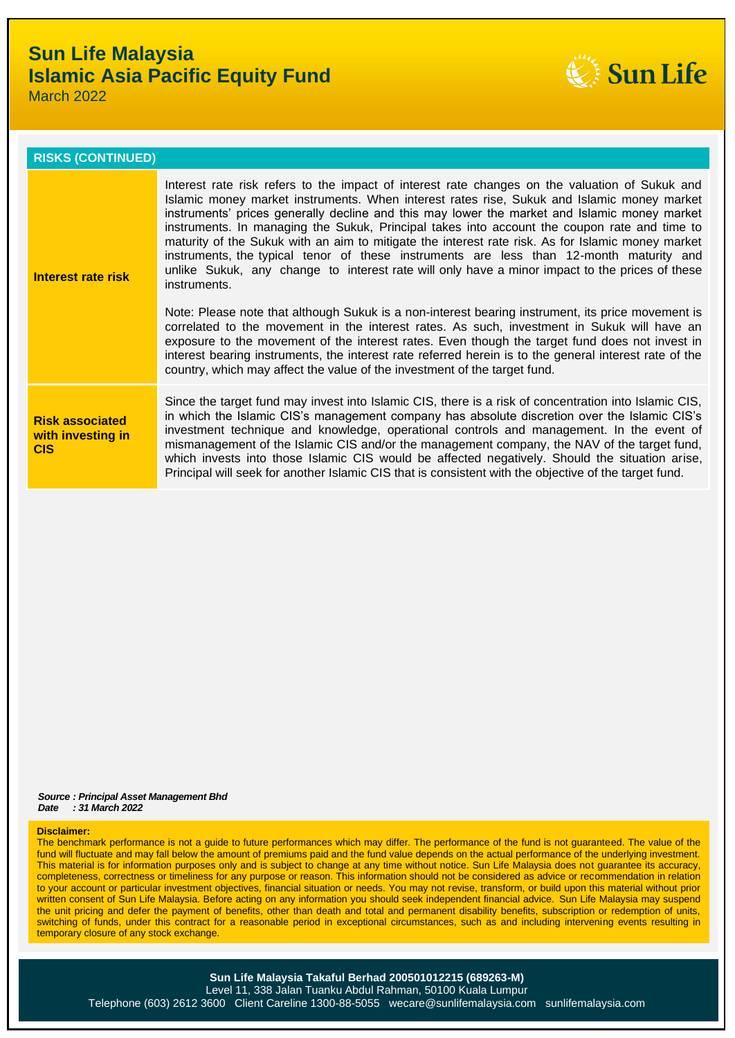# Sun Life Malaysia
# Islamic Asia Pacific Equity Fund
March 2022

## RISKS (CONTINUED)

| | |
|---|---|
| **Interest rate risk** | Interest rate risk refers to the impact of interest rate changes on the valuation of Sukuk and Islamic money market instruments. When interest rates rise, Sukuk and Islamic money market instruments' prices generally decline and this may lower the market and Islamic money market instruments. In managing the Sukuk, Principal takes into account the coupon rate and time to maturity of the Sukuk with an aim to mitigate the interest rate risk. As for Islamic money market instruments, the typical tenor of these instruments are less than 12-month maturity and unlike Sukuk, any change to interest rate will only have a minor impact to the prices of these instruments.<br><br>Note: Please note that although Sukuk is a non-interest bearing instrument, its price movement is correlated to the movement in the interest rates. As such, investment in Sukuk will have an exposure to the movement of the interest rates. Even though the target fund does not invest in interest bearing instruments, the interest rate referred herein is to the general interest rate of the country, which may affect the value of the investment of the target fund. |
| **Risk associated with investing in CIS** | Since the target fund may invest into Islamic CIS, there is a risk of concentration into Islamic CIS, in which the Islamic CIS's management company has absolute discretion over the Islamic CIS's investment technique and knowledge, operational controls and management. In the event of mismanagement of the Islamic CIS and/or the management company, the NAV of the target fund, which invests into those Islamic CIS would be affected negatively. Should the situation arise, Principal will seek for another Islamic CIS that is consistent with the objective of the target fund. |

***Source : Principal Asset Management Bhd***
***Date : 31 March 2022***

**Disclaimer:**
The benchmark performance is not a guide to future performances which may differ. The performance of the fund is not guaranteed. The value of the fund will fluctuate and may fall below the amount of premiums paid and the fund value depends on the actual performance of the underlying investment. This material is for information purposes only and is subject to change at any time without notice. Sun Life Malaysia does not guarantee its accuracy, completeness, correctness or timeliness for any purpose or reason. This information should not be considered as advice or recommendation in relation to your account or particular investment objectives, financial situation or needs. You may not revise, transform, or build upon this material without prior written consent of Sun Life Malaysia. Before acting on any information you should seek independent financial advice. Sun Life Malaysia may suspend the unit pricing and defer the payment of benefits, other than death and total and permanent disability benefits, subscription or redemption of units, switching of funds, under this contract for a reasonable period in exceptional circumstances, such as and including intervening events resulting in temporary closure of any stock exchange.

**Sun Life Malaysia Takaful Berhad 200501012215 (689263-M)**
Level 11, 338 Jalan Tuanku Abdul Rahman, 50100 Kuala Lumpur
Telephone (603) 2612 3600 Client Careline 1300-88-5055 wecare@sunlifemalaysia.com sunlifemalaysia.com